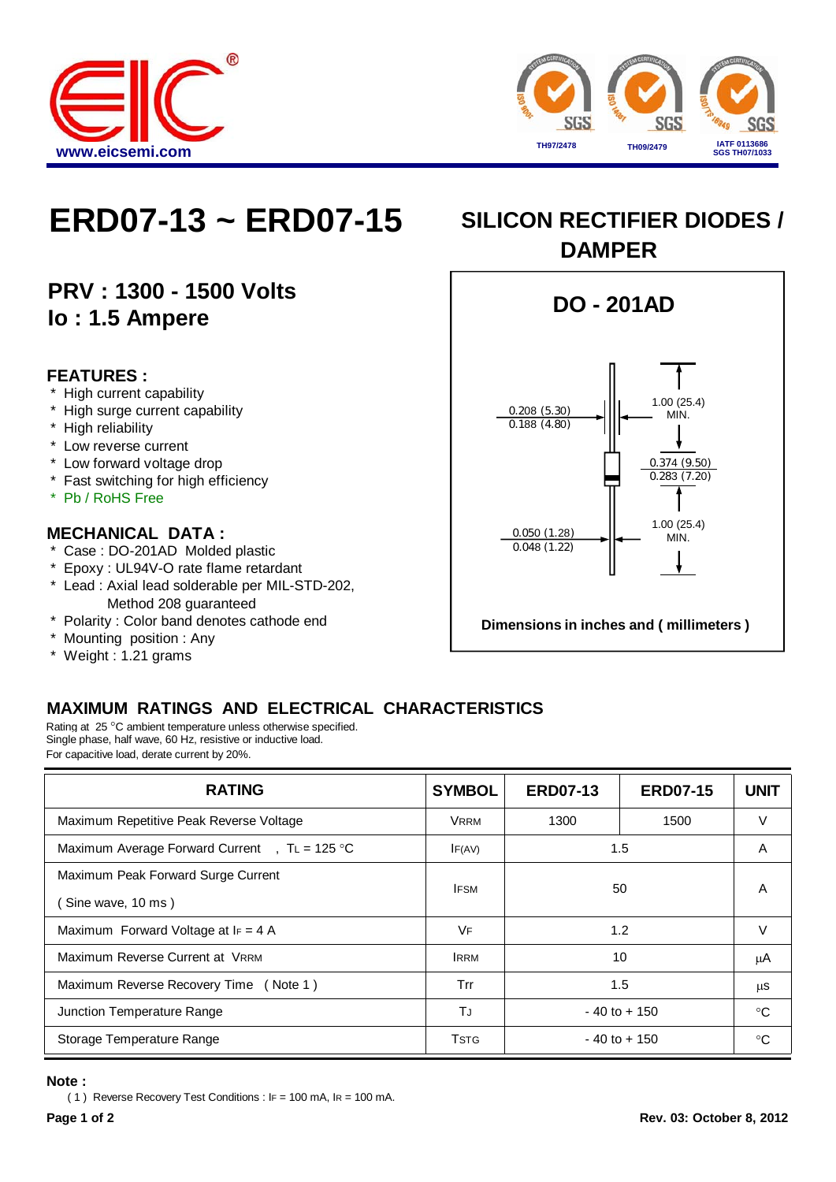www.eicsemi.com

TH97/2478 TH09/2479 IATF 0113686 SGS TH07/1033

# ERD07-13 ~ ERD07-15

## SILICON RECTIFIER DIODES / DAMPER

**PRV : 1300 - 1500 Volts**
**Io : 1.5 Ampere**

### FEATURES :

- High current capability
- High surge current capability
- High reliability
- Low reverse current
- Low forward voltage drop
- Fast switching for high efficiency
- Pb / RoHS Free

### MECHANICAL DATA :

- Case : DO-201AD Molded plastic
- Epoxy : UL94V-O rate flame retardant
- Lead : Axial lead solderable per MIL-STD-202, Method 208 guaranteed
- Polarity : Color band denotes cathode end
- Mounting position : Any
- Weight : 1.21 grams

**DO - 201AD**

0.208 (5.30)
0.188 (4.80)

1.00 (25.4) MIN.

0.374 (9.50)
0.283 (7.20)

0.050 (1.28)
0.048 (1.22)

1.00 (25.4) MIN.

**Dimensions in inches and ( millimeters )**

### MAXIMUM RATINGS AND ELECTRICAL CHARACTERISTICS

Rating at 25 °C ambient temperature unless otherwise specified.
Single phase, half wave, 60 Hz, resistive or inductive load.
For capacitive load, derate current by 20%.

| RATING | SYMBOL | ERD07-13 | ERD07-15 | UNIT |
|---|---|---|---|---|
| Maximum Repetitive Peak Reverse Voltage | $V_{RRM}$ | 1300 | 1500 | V |
| Maximum Average Forward Current , $T_L$ = 125 °C | $I_{F(AV)}$ | 1.5 | | A |
| Maximum Peak Forward Surge Current ( Sine wave, 10 ms ) | $I_{FSM}$ | 50 | | A |
| Maximum Forward Voltage at $I_F$ = 4 A | $V_F$ | 1.2 | | V |
| Maximum Reverse Current at $V_{RRM}$ | $I_{RRM}$ | 10 | | µA |
| Maximum Reverse Recovery Time ( Note 1 ) | Trr | 1.5 | | µs |
| Junction Temperature Range | $T_J$ | - 40 to + 150 | | °C |
| Storage Temperature Range | $T_{STG}$ | - 40 to + 150 | | °C |

**Note :**

( 1 ) Reverse Recovery Test Conditions : $I_F$ = 100 mA, $I_R$ = 100 mA.

**Rev. 03: October 8, 2012**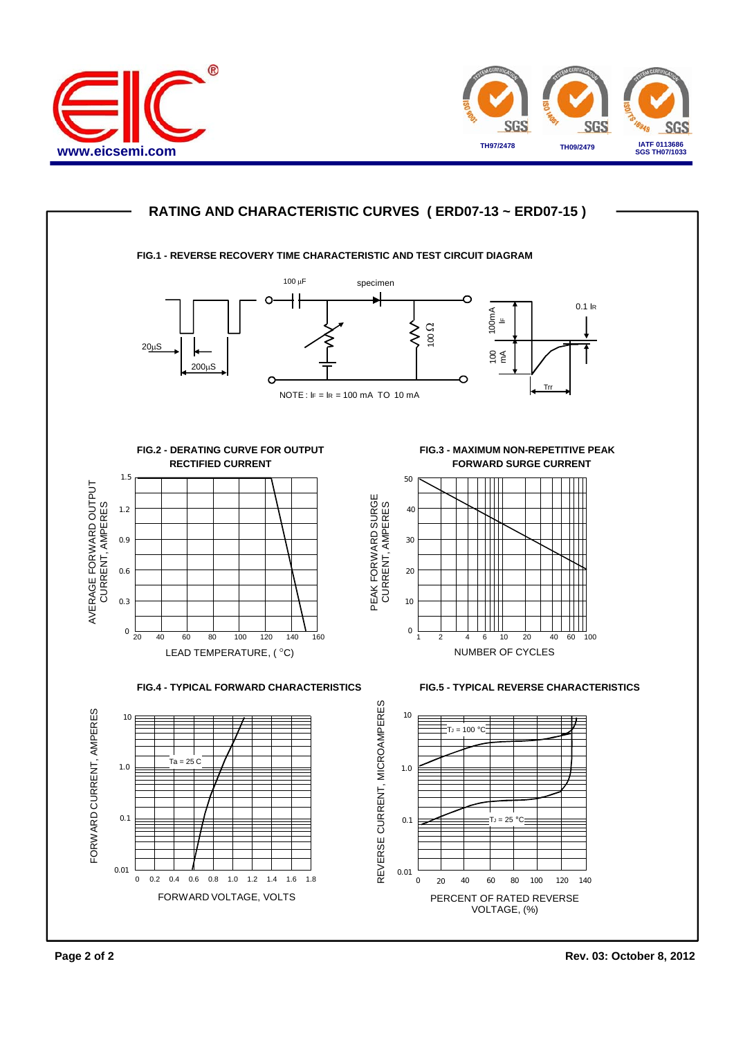## RATING AND CHARACTERISTIC CURVES ( ERD07-13 ~ ERD07-15 )

### FIG.1 - REVERSE RECOVERY TIME CHARACTERISTIC AND TEST CIRCUIT DIAGRAM

100 μF

specimen

20μS

200μS

100 Ω

100mA

$I_F$

100 mA

0.1 $I_R$

Trr

NOTE : $I_F = I_R$ = 100 mA TO 10 mA

### FIG.2 - DERATING CURVE FOR OUTPUT RECTIFIED CURRENT

AVERAGE FORWARD OUTPUT CURRENT, AMPERES

1.5
1.2
0.9
0.6
0.3
0

20 40 60 80 100 120 140 160

LEAD TEMPERATURE, ( °C)

### FIG.3 - MAXIMUM NON-REPETITIVE PEAK FORWARD SURGE CURRENT

PEAK FORWARD SURGE CURRENT, AMPERES

50
40
30
20
10
0

1 2 4 6 10 20 40 60 100

NUMBER OF CYCLES

### FIG.4 - TYPICAL FORWARD CHARACTERISTICS

FORWARD CURRENT, AMPERES

10
1.0
0.1
0.01

Ta = 25 C

0 0.2 0.4 0.6 0.8 1.0 1.2 1.4 1.6 1.8

FORWARD VOLTAGE, VOLTS

### FIG.5 - TYPICAL REVERSE CHARACTERISTICS

REVERSE CURRENT, MICROAMPERES

10
1.0
0.1
0.01

$T_J$ = 100 °C

$T_J$ = 25 °C

0 20 40 60 80 100 120 140

PERCENT OF RATED REVERSE VOLTAGE, (%)

Rev. 03: October 8, 2012